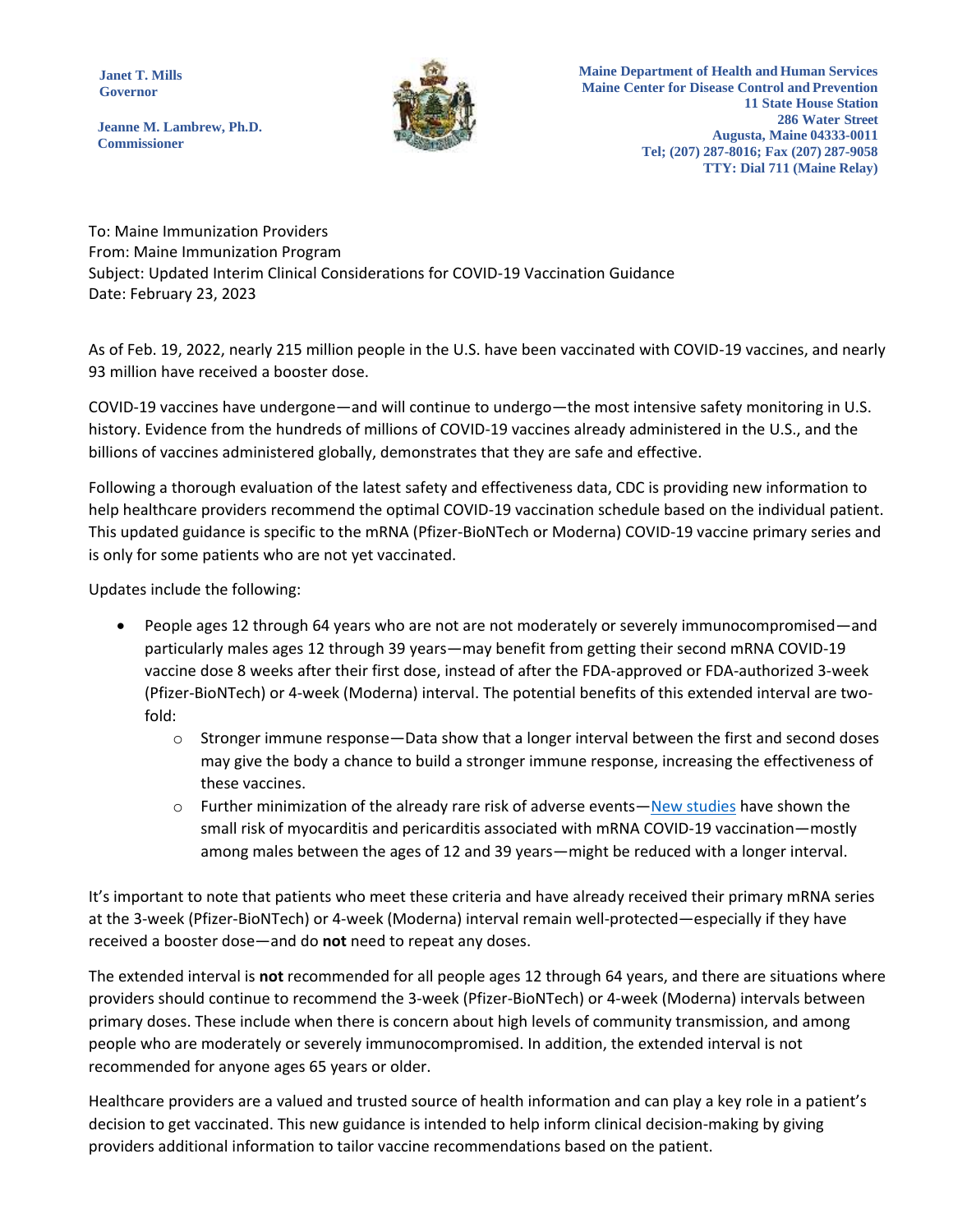Janet T. Mills
Governor

Jeanne M. Lambrew, Ph.D.
Commissioner

Maine Department of Health and Human Services
Maine Center for Disease Control and Prevention
11 State House Station
286 Water Street
Augusta, Maine 04333-0011
Tel; (207) 287-8016; Fax (207) 287-9058
TTY: Dial 711 (Maine Relay)

To: Maine Immunization Providers
From: Maine Immunization Program
Subject: Updated Interim Clinical Considerations for COVID-19 Vaccination Guidance
Date: February 23, 2023

As of Feb. 19, 2022, nearly 215 million people in the U.S. have been vaccinated with COVID-19 vaccines, and nearly 93 million have received a booster dose.

COVID-19 vaccines have undergone—and will continue to undergo—the most intensive safety monitoring in U.S. history. Evidence from the hundreds of millions of COVID-19 vaccines already administered in the U.S., and the billions of vaccines administered globally, demonstrates that they are safe and effective.

Following a thorough evaluation of the latest safety and effectiveness data, CDC is providing new information to help healthcare providers recommend the optimal COVID-19 vaccination schedule based on the individual patient. This updated guidance is specific to the mRNA (Pfizer-BioNTech or Moderna) COVID-19 vaccine primary series and is only for some patients who are not yet vaccinated.

Updates include the following:

- People ages 12 through 64 years who are not are not moderately or severely immunocompromised—and particularly males ages 12 through 39 years—may benefit from getting their second mRNA COVID-19 vaccine dose 8 weeks after their first dose, instead of after the FDA-approved or FDA-authorized 3-week (Pfizer-BioNTech) or 4-week (Moderna) interval. The potential benefits of this extended interval are two-fold:
  - Stronger immune response—Data show that a longer interval between the first and second doses may give the body a chance to build a stronger immune response, increasing the effectiveness of these vaccines.
  - Further minimization of the already rare risk of adverse events—New studies have shown the small risk of myocarditis and pericarditis associated with mRNA COVID-19 vaccination—mostly among males between the ages of 12 and 39 years—might be reduced with a longer interval.

It's important to note that patients who meet these criteria and have already received their primary mRNA series at the 3-week (Pfizer-BioNTech) or 4-week (Moderna) interval remain well-protected—especially if they have received a booster dose—and do **not** need to repeat any doses.

The extended interval is **not** recommended for all people ages 12 through 64 years, and there are situations where providers should continue to recommend the 3-week (Pfizer-BioNTech) or 4-week (Moderna) intervals between primary doses. These include when there is concern about high levels of community transmission, and among people who are moderately or severely immunocompromised. In addition, the extended interval is not recommended for anyone ages 65 years or older.

Healthcare providers are a valued and trusted source of health information and can play a key role in a patient's decision to get vaccinated. This new guidance is intended to help inform clinical decision-making by giving providers additional information to tailor vaccine recommendations based on the patient.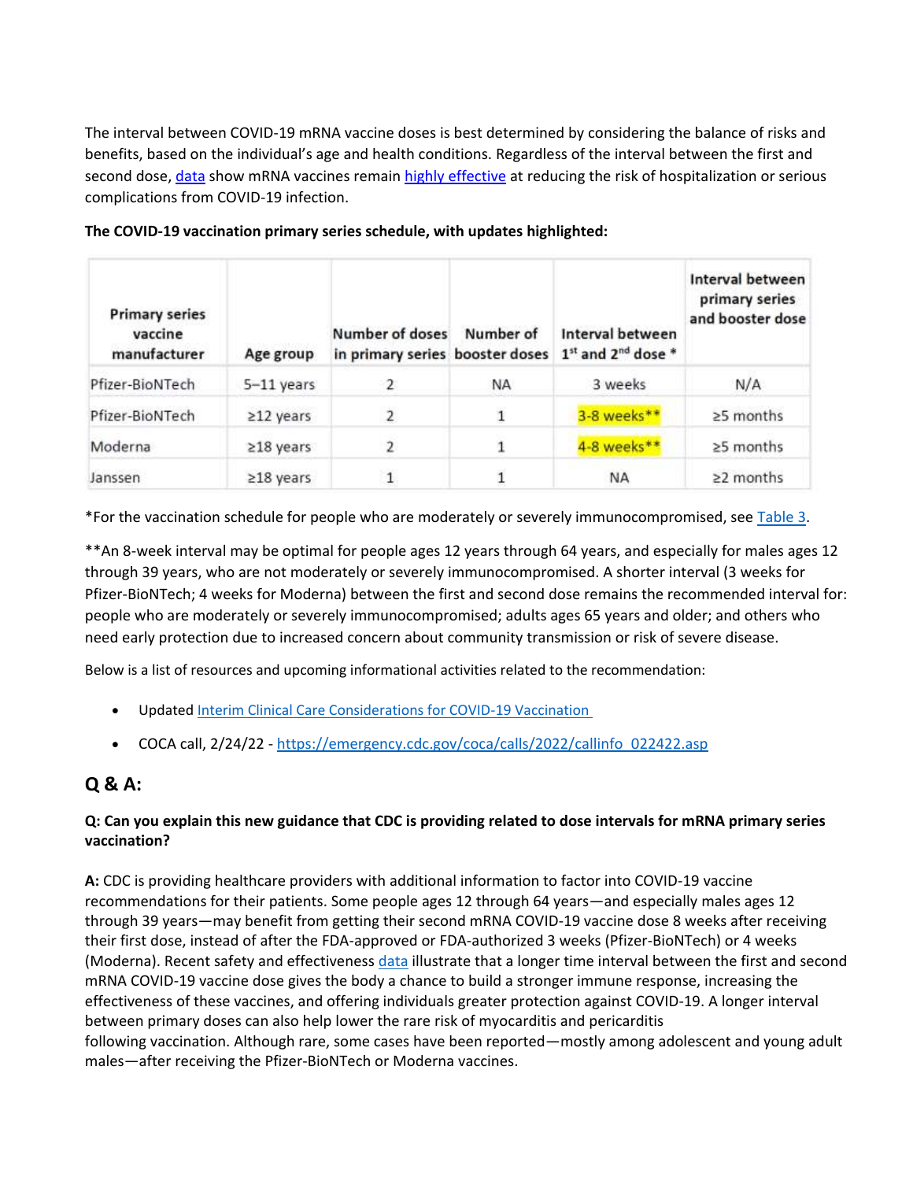The interval between COVID-19 mRNA vaccine doses is best determined by considering the balance of risks and benefits, based on the individual's age and health conditions. Regardless of the interval between the first and second dose, data show mRNA vaccines remain highly effective at reducing the risk of hospitalization or serious complications from COVID-19 infection.

**The COVID-19 vaccination primary series schedule, with updates highlighted:**

| Primary series vaccine manufacturer | Age group | Number of doses in primary series | Number of booster doses | Interval between 1st and 2nd dose * | Interval between primary series and booster dose |
|---|---|---|---|---|---|
| Pfizer-BioNTech | 5–11 years | 2 | NA | 3 weeks | N/A |
| Pfizer-BioNTech | ≥12 years | 2 | 1 | 3-8 weeks** | ≥5 months |
| Moderna | ≥18 years | 2 | 1 | 4-8 weeks** | ≥5 months |
| Janssen | ≥18 years | 1 | 1 | NA | ≥2 months |

*For the vaccination schedule for people who are moderately or severely immunocompromised, see Table 3.

**An 8-week interval may be optimal for people ages 12 years through 64 years, and especially for males ages 12 through 39 years, who are not moderately or severely immunocompromised. A shorter interval (3 weeks for Pfizer-BioNTech; 4 weeks for Moderna) between the first and second dose remains the recommended interval for: people who are moderately or severely immunocompromised; adults ages 65 years and older; and others who need early protection due to increased concern about community transmission or risk of severe disease.

Below is a list of resources and upcoming informational activities related to the recommendation:

- Updated Interim Clinical Care Considerations for COVID-19 Vaccination
- COCA call, 2/24/22 - https://emergency.cdc.gov/coca/calls/2022/callinfo_022422.asp

## Q & A:

**Q: Can you explain this new guidance that CDC is providing related to dose intervals for mRNA primary series vaccination?**

**A:** CDC is providing healthcare providers with additional information to factor into COVID-19 vaccine recommendations for their patients. Some people ages 12 through 64 years—and especially males ages 12 through 39 years—may benefit from getting their second mRNA COVID-19 vaccine dose 8 weeks after receiving their first dose, instead of after the FDA-approved or FDA-authorized 3 weeks (Pfizer-BioNTech) or 4 weeks (Moderna). Recent safety and effectiveness data illustrate that a longer time interval between the first and second mRNA COVID-19 vaccine dose gives the body a chance to build a stronger immune response, increasing the effectiveness of these vaccines, and offering individuals greater protection against COVID-19. A longer interval between primary doses can also help lower the rare risk of myocarditis and pericarditis following vaccination. Although rare, some cases have been reported—mostly among adolescent and young adult males—after receiving the Pfizer-BioNTech or Moderna vaccines.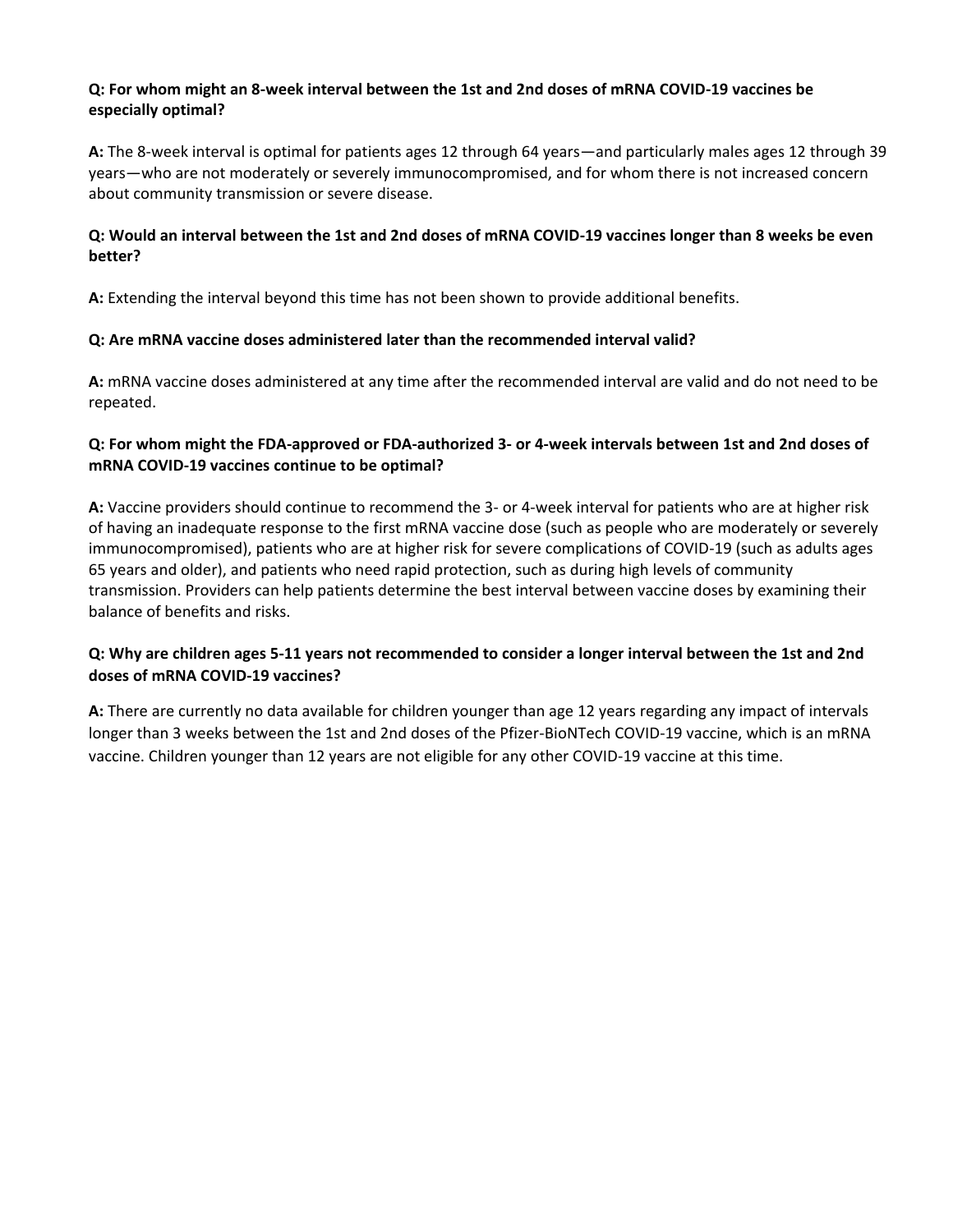**Q: For whom might an 8-week interval between the 1st and 2nd doses of mRNA COVID-19 vaccines be especially optimal?**

**A:** The 8-week interval is optimal for patients ages 12 through 64 years—and particularly males ages 12 through 39 years—who are not moderately or severely immunocompromised, and for whom there is not increased concern about community transmission or severe disease.

**Q: Would an interval between the 1st and 2nd doses of mRNA COVID-19 vaccines longer than 8 weeks be even better?**

**A:** Extending the interval beyond this time has not been shown to provide additional benefits.

**Q: Are mRNA vaccine doses administered later than the recommended interval valid?**

**A:** mRNA vaccine doses administered at any time after the recommended interval are valid and do not need to be repeated.

**Q: For whom might the FDA-approved or FDA-authorized 3- or 4-week intervals between 1st and 2nd doses of mRNA COVID-19 vaccines continue to be optimal?**

**A:** Vaccine providers should continue to recommend the 3- or 4-week interval for patients who are at higher risk of having an inadequate response to the first mRNA vaccine dose (such as people who are moderately or severely immunocompromised), patients who are at higher risk for severe complications of COVID-19 (such as adults ages 65 years and older), and patients who need rapid protection, such as during high levels of community transmission. Providers can help patients determine the best interval between vaccine doses by examining their balance of benefits and risks.

**Q: Why are children ages 5-11 years not recommended to consider a longer interval between the 1st and 2nd doses of mRNA COVID-19 vaccines?**

**A:** There are currently no data available for children younger than age 12 years regarding any impact of intervals longer than 3 weeks between the 1st and 2nd doses of the Pfizer-BioNTech COVID-19 vaccine, which is an mRNA vaccine. Children younger than 12 years are not eligible for any other COVID-19 vaccine at this time.